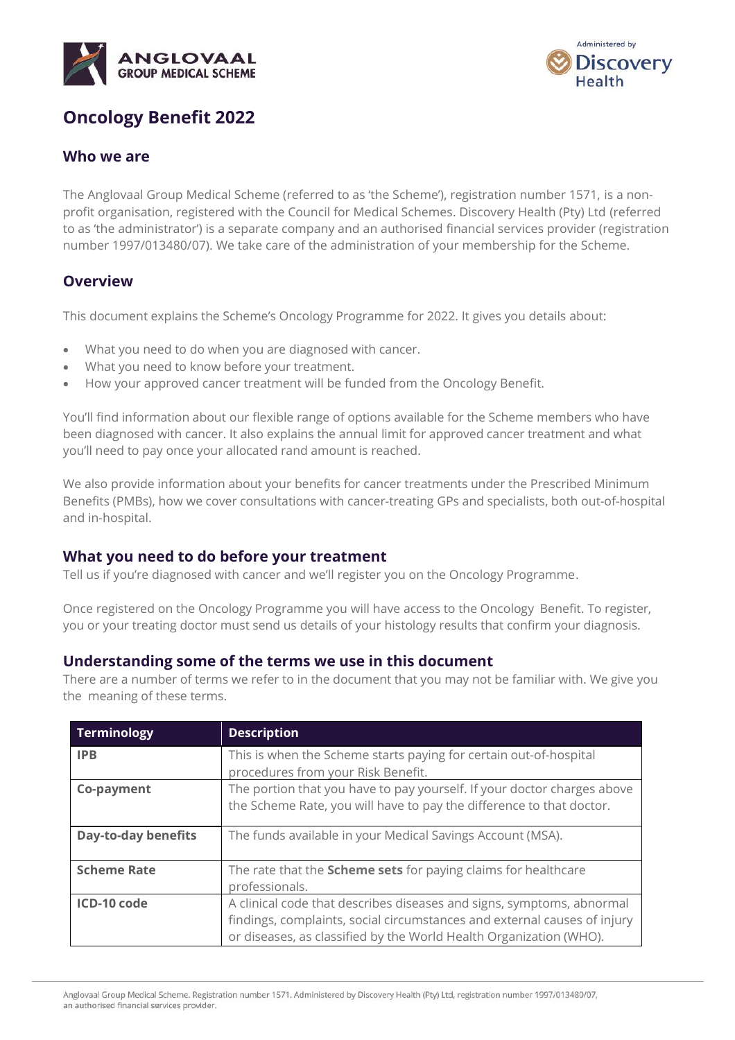# Oncology Benefit 2022

## Who we are

The Anglovaal Group Medical Scheme (referred to as 'the Scheme'), registration number 1571, is a non-profit organisation, registered with the Council for Medical Schemes. Discovery Health (Pty) Ltd (referred to as 'the administrator') is a separate company and an authorised financial services provider (registration number 1997/013480/07). We take care of the administration of your membership for the Scheme.

## Overview

This document explains the Scheme's Oncology Programme for 2022. It gives you details about:

- What you need to do when you are diagnosed with cancer.
- What you need to know before your treatment.
- How your approved cancer treatment will be funded from the Oncology Benefit.

You'll find information about our flexible range of options available for the Scheme members who have been diagnosed with cancer. It also explains the annual limit for approved cancer treatment and what you'll need to pay once your allocated rand amount is reached.

We also provide information about your benefits for cancer treatments under the Prescribed Minimum Benefits (PMBs), how we cover consultations with cancer-treating GPs and specialists, both out-of-hospital and in-hospital.

## What you need to do before your treatment

Tell us if you're diagnosed with cancer and we'll register you on the Oncology Programme.

Once registered on the Oncology Programme you will have access to the Oncology Benefit. To register, you or your treating doctor must send us details of your histology results that confirm your diagnosis.

## Understanding some of the terms we use in this document

There are a number of terms we refer to in the document that you may not be familiar with. We give you the meaning of these terms.

| Terminology | Description |
|---|---|
| **IPB** | This is when the Scheme starts paying for certain out-of-hospital procedures from your Risk Benefit. |
| **Co-payment** | The portion that you have to pay yourself. If your doctor charges above the Scheme Rate, you will have to pay the difference to that doctor. |
| **Day-to-day benefits** | The funds available in your Medical Savings Account (MSA). |
| **Scheme Rate** | The rate that the **Scheme sets** for paying claims for healthcare professionals. |
| **ICD-10 code** | A clinical code that describes diseases and signs, symptoms, abnormal findings, complaints, social circumstances and external causes of injury or diseases, as classified by the World Health Organization (WHO). |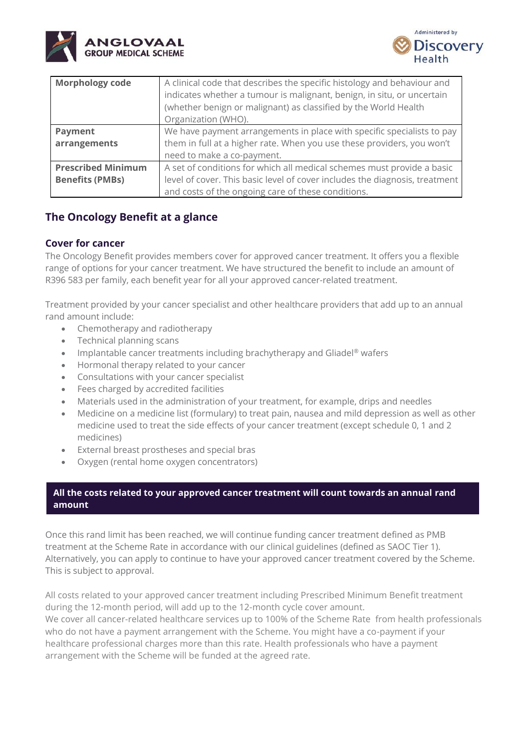| Morphology code | A clinical code that describes the specific histology and behaviour and indicates whether a tumour is malignant, benign, in situ, or uncertain (whether benign or malignant) as classified by the World Health Organization (WHO). |
|---|---|
| **Payment arrangements** | We have payment arrangements in place with specific specialists to pay them in full at a higher rate. When you use these providers, you won't need to make a co-payment. |
| **Prescribed Minimum Benefits (PMBs)** | A set of conditions for which all medical schemes must provide a basic level of cover. This basic level of cover includes the diagnosis, treatment and costs of the ongoing care of these conditions. |

## The Oncology Benefit at a glance

### Cover for cancer

The Oncology Benefit provides members cover for approved cancer treatment. It offers you a flexible range of options for your cancer treatment. We have structured the benefit to include an amount of R396 583 per family, each benefit year for all your approved cancer-related treatment.

Treatment provided by your cancer specialist and other healthcare providers that add up to an annual rand amount include:

- Chemotherapy and radiotherapy
- Technical planning scans
- Implantable cancer treatments including brachytherapy and Gliadel® wafers
- Hormonal therapy related to your cancer
- Consultations with your cancer specialist
- Fees charged by accredited facilities
- Materials used in the administration of your treatment, for example, drips and needles
- Medicine on a medicine list (formulary) to treat pain, nausea and mild depression as well as other medicine used to treat the side effects of your cancer treatment (except schedule 0, 1 and 2 medicines)
- External breast prostheses and special bras
- Oxygen (rental home oxygen concentrators)

**All the costs related to your approved cancer treatment will count towards an annual rand amount**

Once this rand limit has been reached, we will continue funding cancer treatment defined as PMB treatment at the Scheme Rate in accordance with our clinical guidelines (defined as SAOC Tier 1). Alternatively, you can apply to continue to have your approved cancer treatment covered by the Scheme. This is subject to approval.

All costs related to your approved cancer treatment including Prescribed Minimum Benefit treatment during the 12-month period, will add up to the 12-month cycle cover amount.
We cover all cancer-related healthcare services up to 100% of the Scheme Rate from health professionals who do not have a payment arrangement with the Scheme. You might have a co-payment if your healthcare professional charges more than this rate. Health professionals who have a payment arrangement with the Scheme will be funded at the agreed rate.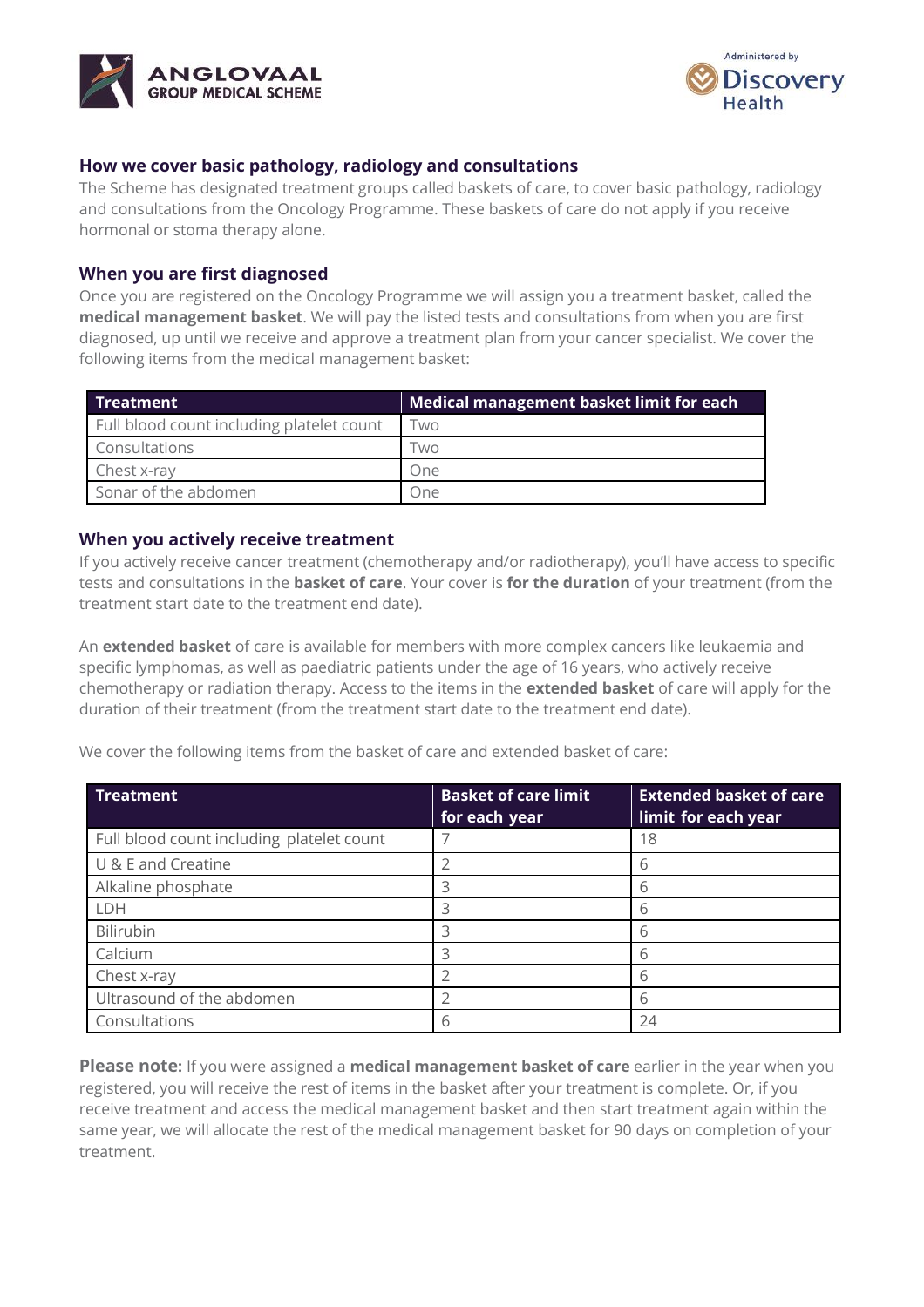## How we cover basic pathology, radiology and consultations

The Scheme has designated treatment groups called baskets of care, to cover basic pathology, radiology and consultations from the Oncology Programme. These baskets of care do not apply if you receive hormonal or stoma therapy alone.

## When you are first diagnosed

Once you are registered on the Oncology Programme we will assign you a treatment basket, called the **medical management basket**. We will pay the listed tests and consultations from when you are first diagnosed, up until we receive and approve a treatment plan from your cancer specialist. We cover the following items from the medical management basket:

| Treatment | Medical management basket limit for each |
|---|---|
| Full blood count including platelet count | Two |
| Consultations | Two |
| Chest x-ray | One |
| Sonar of the abdomen | One |

## When you actively receive treatment

If you actively receive cancer treatment (chemotherapy and/or radiotherapy), you'll have access to specific tests and consultations in the **basket of care**. Your cover is **for the duration** of your treatment (from the treatment start date to the treatment end date).

An **extended basket** of care is available for members with more complex cancers like leukaemia and specific lymphomas, as well as paediatric patients under the age of 16 years, who actively receive chemotherapy or radiation therapy. Access to the items in the **extended basket** of care will apply for the duration of their treatment (from the treatment start date to the treatment end date).

We cover the following items from the basket of care and extended basket of care:

| Treatment | Basket of care limit for each year | Extended basket of care limit for each year |
|---|---|---|
| Full blood count including platelet count | 7 | 18 |
| U & E and Creatine | 2 | 6 |
| Alkaline phosphate | 3 | 6 |
| LDH | 3 | 6 |
| Bilirubin | 3 | 6 |
| Calcium | 3 | 6 |
| Chest x-ray | 2 | 6 |
| Ultrasound of the abdomen | 2 | 6 |
| Consultations | 6 | 24 |

**Please note:** If you were assigned a **medical management basket of care** earlier in the year when you registered, you will receive the rest of items in the basket after your treatment is complete. Or, if you receive treatment and access the medical management basket and then start treatment again within the same year, we will allocate the rest of the medical management basket for 90 days on completion of your treatment.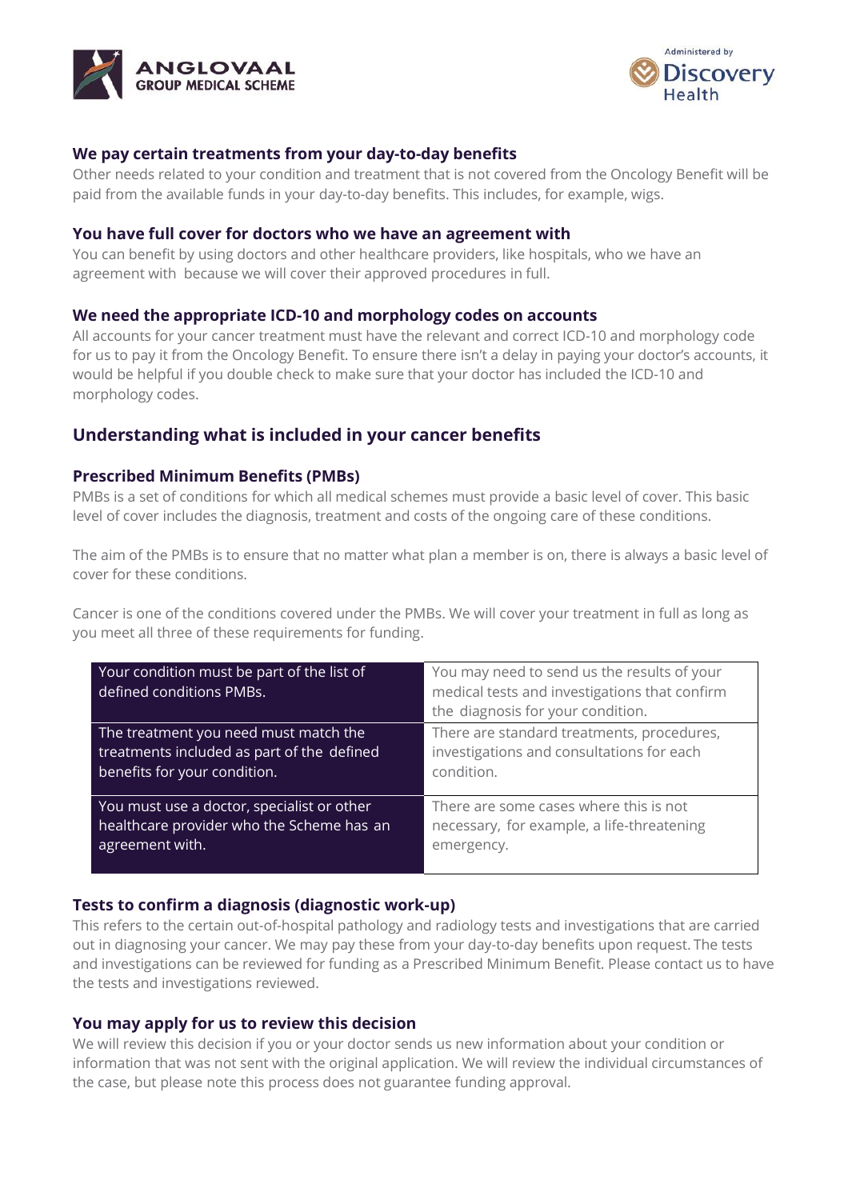### We pay certain treatments from your day-to-day benefits

Other needs related to your condition and treatment that is not covered from the Oncology Benefit will be paid from the available funds in your day-to-day benefits. This includes, for example, wigs.

### You have full cover for doctors who we have an agreement with

You can benefit by using doctors and other healthcare providers, like hospitals, who we have an agreement with because we will cover their approved procedures in full.

### We need the appropriate ICD-10 and morphology codes on accounts

All accounts for your cancer treatment must have the relevant and correct ICD-10 and morphology code for us to pay it from the Oncology Benefit. To ensure there isn't a delay in paying your doctor's accounts, it would be helpful if you double check to make sure that your doctor has included the ICD-10 and morphology codes.

## Understanding what is included in your cancer benefits

### Prescribed Minimum Benefits (PMBs)

PMBs is a set of conditions for which all medical schemes must provide a basic level of cover. This basic level of cover includes the diagnosis, treatment and costs of the ongoing care of these conditions.

The aim of the PMBs is to ensure that no matter what plan a member is on, there is always a basic level of cover for these conditions.

Cancer is one of the conditions covered under the PMBs. We will cover your treatment in full as long as you meet all three of these requirements for funding.

| Requirement | Details |
|---|---|
| Your condition must be part of the list of defined conditions PMBs. | You may need to send us the results of your medical tests and investigations that confirm the diagnosis for your condition. |
| The treatment you need must match the treatments included as part of the defined benefits for your condition. | There are standard treatments, procedures, investigations and consultations for each condition. |
| You must use a doctor, specialist or other healthcare provider who the Scheme has an agreement with. | There are some cases where this is not necessary, for example, a life-threatening emergency. |

### Tests to confirm a diagnosis (diagnostic work-up)

This refers to the certain out-of-hospital pathology and radiology tests and investigations that are carried out in diagnosing your cancer. We may pay these from your day-to-day benefits upon request. The tests and investigations can be reviewed for funding as a Prescribed Minimum Benefit. Please contact us to have the tests and investigations reviewed.

### You may apply for us to review this decision

We will review this decision if you or your doctor sends us new information about your condition or information that was not sent with the original application. We will review the individual circumstances of the case, but please note this process does not guarantee funding approval.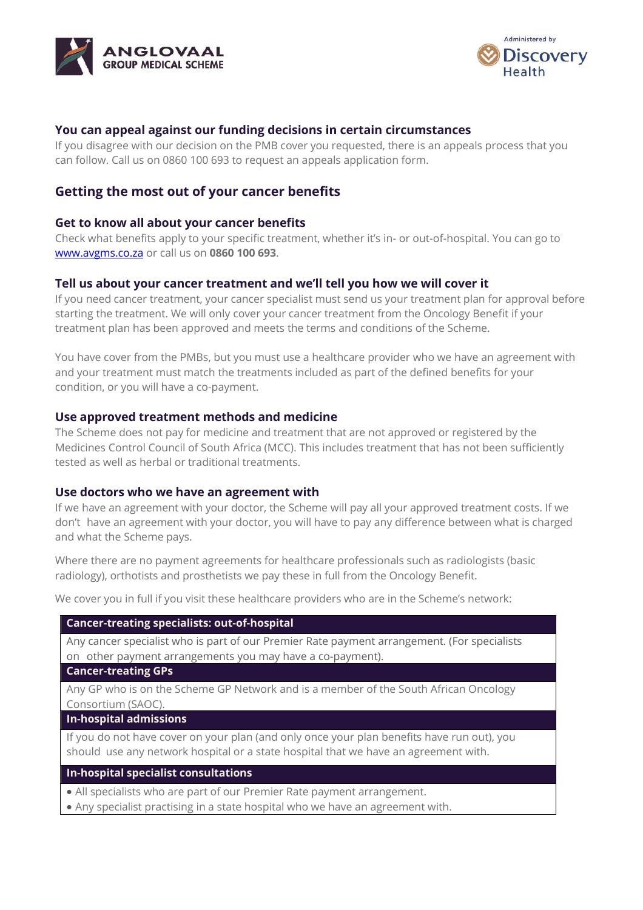### You can appeal against our funding decisions in certain circumstances

If you disagree with our decision on the PMB cover you requested, there is an appeals process that you can follow. Call us on 0860 100 693 to request an appeals application form.

## Getting the most out of your cancer benefits

### Get to know all about your cancer benefits

Check what benefits apply to your specific treatment, whether it's in- or out-of-hospital. You can go to [www.avgms.co.za](http://www.avgms.co.za) or call us on **0860 100 693**.

### Tell us about your cancer treatment and we'll tell you how we will cover it

If you need cancer treatment, your cancer specialist must send us your treatment plan for approval before starting the treatment. We will only cover your cancer treatment from the Oncology Benefit if your treatment plan has been approved and meets the terms and conditions of the Scheme.

You have cover from the PMBs, but you must use a healthcare provider who we have an agreement with and your treatment must match the treatments included as part of the defined benefits for your condition, or you will have a co-payment.

### Use approved treatment methods and medicine

The Scheme does not pay for medicine and treatment that are not approved or registered by the Medicines Control Council of South Africa (MCC). This includes treatment that has not been sufficiently tested as well as herbal or traditional treatments.

### Use doctors who we have an agreement with

If we have an agreement with your doctor, the Scheme will pay all your approved treatment costs. If we don't have an agreement with your doctor, you will have to pay any difference between what is charged and what the Scheme pays.

Where there are no payment agreements for healthcare professionals such as radiologists (basic radiology), orthotists and prosthetists we pay these in full from the Oncology Benefit.

We cover you in full if you visit these healthcare providers who are in the Scheme's network:

| Cancer-treating specialists: out-of-hospital |
|---|
| Any cancer specialist who is part of our Premier Rate payment arrangement. (For specialists on other payment arrangements you may have a co-payment). |
| **Cancer-treating GPs** |
| Any GP who is on the Scheme GP Network and is a member of the South African Oncology Consortium (SAOC). |
| **In-hospital admissions** |
| If you do not have cover on your plan (and only once your plan benefits have run out), you should use any network hospital or a state hospital that we have an agreement with. |
| **In-hospital specialist consultations** |
| • All specialists who are part of our Premier Rate payment arrangement.<br>• Any specialist practising in a state hospital who we have an agreement with. |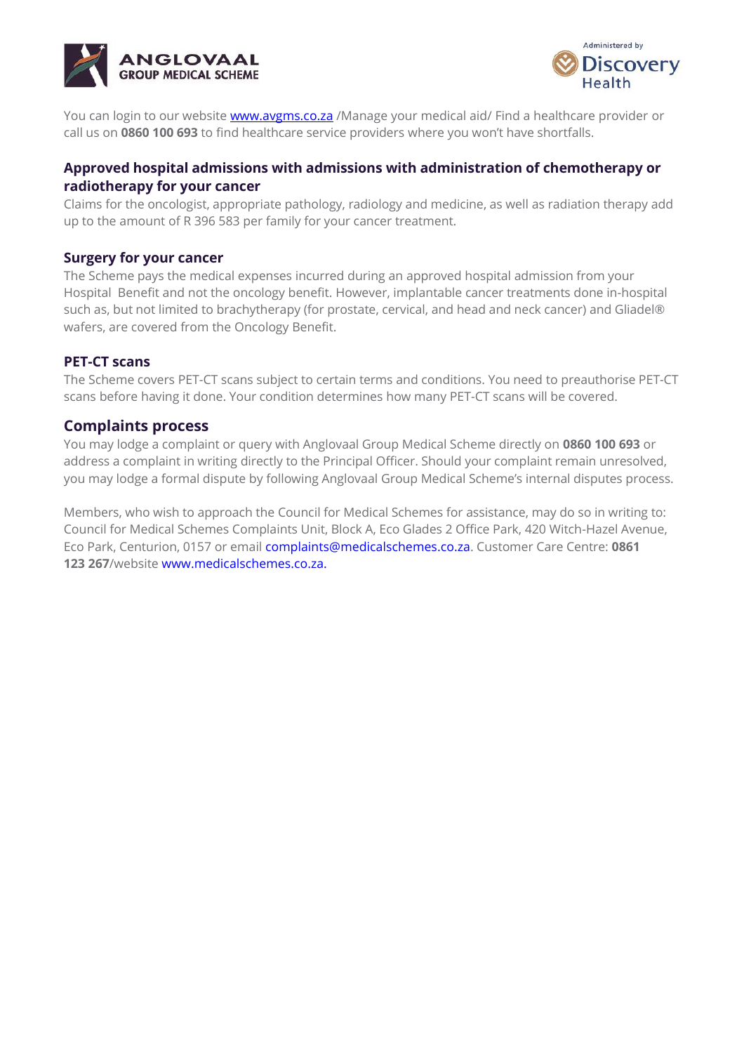You can login to our website www.avgms.co.za /Manage your medical aid/ Find a healthcare provider or call us on **0860 100 693** to find healthcare service providers where you won't have shortfalls.

### Approved hospital admissions with admissions with administration of chemotherapy or radiotherapy for your cancer

Claims for the oncologist, appropriate pathology, radiology and medicine, as well as radiation therapy add up to the amount of R 396 583 per family for your cancer treatment.

### Surgery for your cancer

The Scheme pays the medical expenses incurred during an approved hospital admission from your Hospital Benefit and not the oncology benefit. However, implantable cancer treatments done in-hospital such as, but not limited to brachytherapy (for prostate, cervical, and head and neck cancer) and Gliadel® wafers, are covered from the Oncology Benefit.

### PET-CT scans

The Scheme covers PET-CT scans subject to certain terms and conditions. You need to preauthorise PET-CT scans before having it done. Your condition determines how many PET-CT scans will be covered.

## Complaints process

You may lodge a complaint or query with Anglovaal Group Medical Scheme directly on **0860 100 693** or address a complaint in writing directly to the Principal Officer. Should your complaint remain unresolved, you may lodge a formal dispute by following Anglovaal Group Medical Scheme's internal disputes process.

Members, who wish to approach the Council for Medical Schemes for assistance, may do so in writing to: Council for Medical Schemes Complaints Unit, Block A, Eco Glades 2 Office Park, 420 Witch-Hazel Avenue, Eco Park, Centurion, 0157 or email complaints@medicalschemes.co.za. Customer Care Centre: **0861 123 267**/website www.medicalschemes.co.za.